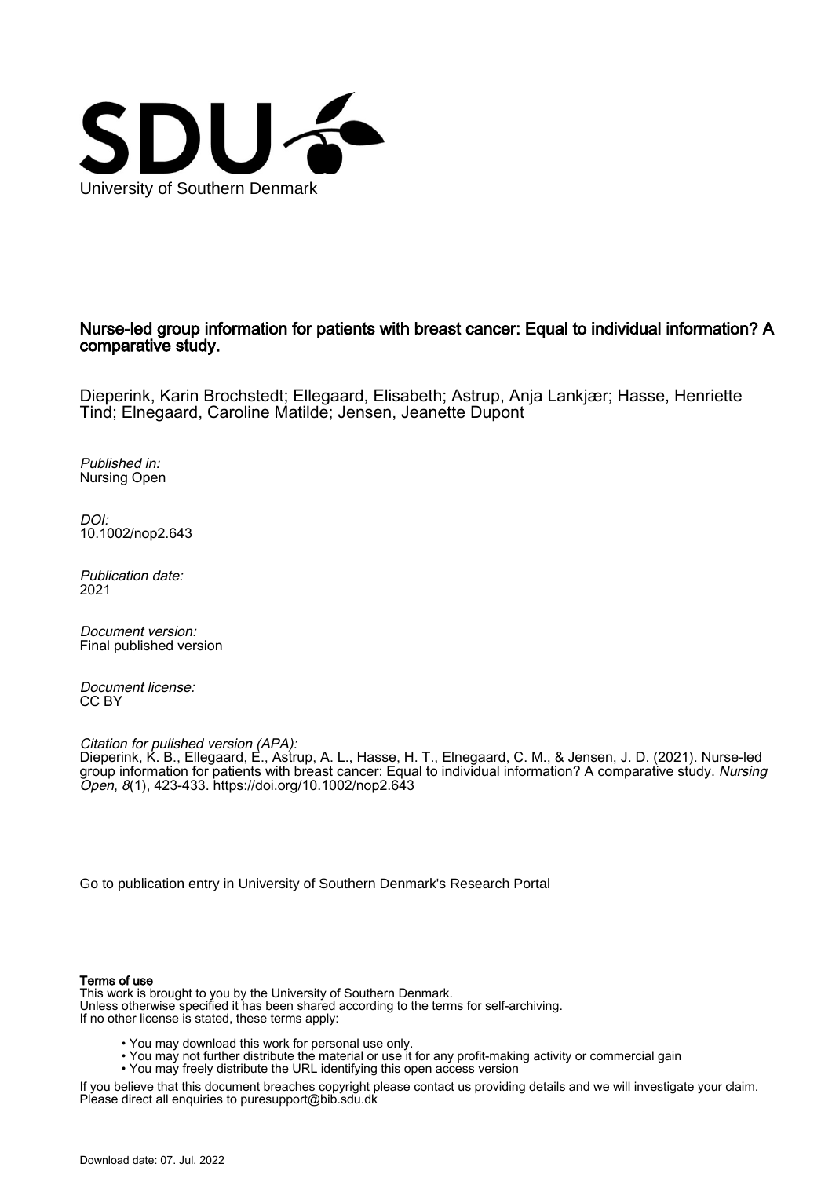University of Southern Denmark

# Nurse-led group information for patients with breast cancer: Equal to individual information? A comparative study.

Dieperink, Karin Brochstedt; Ellegaard, Elisabeth; Astrup, Anja Lankjær; Hasse, Henriette Tind; Elnegaard, Caroline Matilde; Jensen, Jeanette Dupont

*Published in:*
Nursing Open

*DOI:*
10.1002/nop2.643

*Publication date:*
2021

*Document version:*
Final published version

*Document license:*
CC BY

*Citation for pulished version (APA):*
Dieperink, K. B., Ellegaard, E., Astrup, A. L., Hasse, H. T., Elnegaard, C. M., & Jensen, J. D. (2021). Nurse-led group information for patients with breast cancer: Equal to individual information? A comparative study. *Nursing Open*, *8*(1), 423-433. https://doi.org/10.1002/nop2.643

Go to publication entry in University of Southern Denmark's Research Portal

**Terms of use**

This work is brought to you by the University of Southern Denmark.
Unless otherwise specified it has been shared according to the terms for self-archiving.
If no other license is stated, these terms apply:

- You may download this work for personal use only.
- You may not further distribute the material or use it for any profit-making activity or commercial gain
- You may freely distribute the URL identifying this open access version

If you believe that this document breaches copyright please contact us providing details and we will investigate your claim.
Please direct all enquiries to puresupport@bib.sdu.dk

Download date: 07. Jul. 2022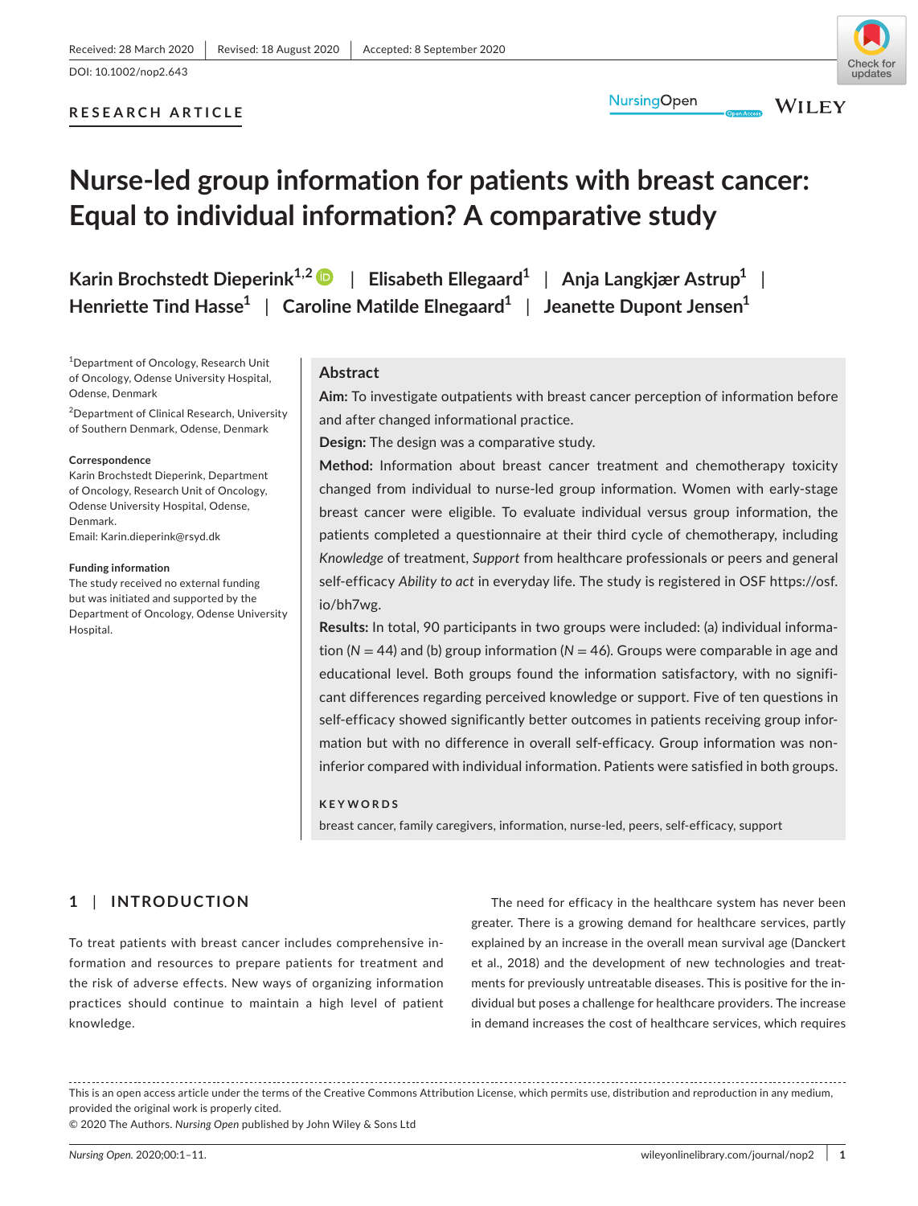Received: 28 March 2020 | Revised: 18 August 2020 | Accepted: 8 September 2020

DOI: 10.1002/nop2.643

**RESEARCH ARTICLE**

# Nurse-led group information for patients with breast cancer: Equal to individual information? A comparative study

**Karin Brochstedt Dieperink[1,2] | Elisabeth Ellegaard[1] | Anja Langkjær Astrup[1] | Henriette Tind Hasse[1] | Caroline Matilde Elnegaard[1] | Jeanette Dupont Jensen[1]**

[1]Department of Oncology, Research Unit of Oncology, Odense University Hospital, Odense, Denmark

[2]Department of Clinical Research, University of Southern Denmark, Odense, Denmark

**Correspondence**
Karin Brochstedt Dieperink, Department of Oncology, Research Unit of Oncology, Odense University Hospital, Odense, Denmark.
Email: Karin.dieperink@rsyd.dk

**Funding information**
The study received no external funding but was initiated and supported by the Department of Oncology, Odense University Hospital.

## Abstract

**Aim:** To investigate outpatients with breast cancer perception of information before and after changed informational practice.

**Design:** The design was a comparative study.

**Method:** Information about breast cancer treatment and chemotherapy toxicity changed from individual to nurse-led group information. Women with early-stage breast cancer were eligible. To evaluate individual versus group information, the patients completed a questionnaire at their third cycle of chemotherapy, including *Knowledge* of treatment, *Support* from healthcare professionals or peers and general self-efficacy *Ability to act* in everyday life. The study is registered in OSF https://osf.io/bh7wg.

**Results:** In total, 90 participants in two groups were included: (a) individual information ($N = 44$) and (b) group information ($N = 46$). Groups were comparable in age and educational level. Both groups found the information satisfactory, with no significant differences regarding perceived knowledge or support. Five of ten questions in self-efficacy showed significantly better outcomes in patients receiving group information but with no difference in overall self-efficacy. Group information was non-inferior compared with individual information. Patients were satisfied in both groups.

**KEYWORDS**

breast cancer, family caregivers, information, nurse-led, peers, self-efficacy, support

## 1 | INTRODUCTION

To treat patients with breast cancer includes comprehensive information and resources to prepare patients for treatment and the risk of adverse effects. New ways of organizing information practices should continue to maintain a high level of patient knowledge.

The need for efficacy in the healthcare system has never been greater. There is a growing demand for healthcare services, partly explained by an increase in the overall mean survival age (Danckert et al., 2018) and the development of new technologies and treatments for previously untreatable diseases. This is positive for the individual but poses a challenge for healthcare providers. The increase in demand increases the cost of healthcare services, which requires

This is an open access article under the terms of the Creative Commons Attribution License, which permits use, distribution and reproduction in any medium, provided the original work is properly cited.
© 2020 The Authors. *Nursing Open* published by John Wiley & Sons Ltd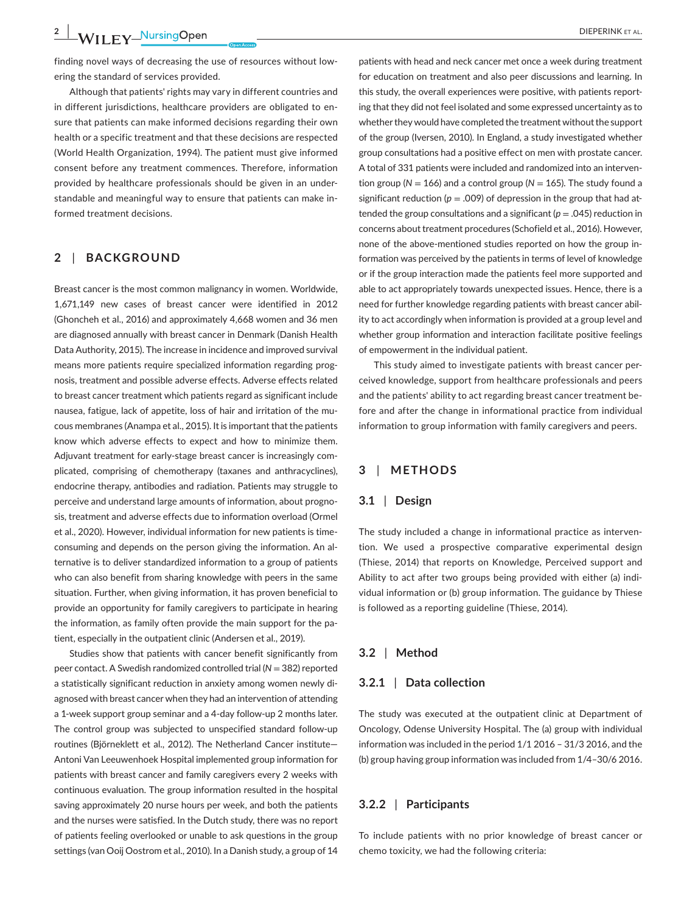finding novel ways of decreasing the use of resources without lowering the standard of services provided.

Although that patients' rights may vary in different countries and in different jurisdictions, healthcare providers are obligated to ensure that patients can make informed decisions regarding their own health or a specific treatment and that these decisions are respected (World Health Organization, 1994). The patient must give informed consent before any treatment commences. Therefore, information provided by healthcare professionals should be given in an understandable and meaningful way to ensure that patients can make informed treatment decisions.

## 2 | BACKGROUND

Breast cancer is the most common malignancy in women. Worldwide, 1,671,149 new cases of breast cancer were identified in 2012 (Ghoncheh et al., 2016) and approximately 4,668 women and 36 men are diagnosed annually with breast cancer in Denmark (Danish Health Data Authority, 2015). The increase in incidence and improved survival means more patients require specialized information regarding prognosis, treatment and possible adverse effects. Adverse effects related to breast cancer treatment which patients regard as significant include nausea, fatigue, lack of appetite, loss of hair and irritation of the mucous membranes (Anampa et al., 2015). It is important that the patients know which adverse effects to expect and how to minimize them. Adjuvant treatment for early-stage breast cancer is increasingly complicated, comprising of chemotherapy (taxanes and anthracyclines), endocrine therapy, antibodies and radiation. Patients may struggle to perceive and understand large amounts of information, about prognosis, treatment and adverse effects due to information overload (Ormel et al., 2020). However, individual information for new patients is time-consuming and depends on the person giving the information. An alternative is to deliver standardized information to a group of patients who can also benefit from sharing knowledge with peers in the same situation. Further, when giving information, it has proven beneficial to provide an opportunity for family caregivers to participate in hearing the information, as family often provide the main support for the patient, especially in the outpatient clinic (Andersen et al., 2019).

Studies show that patients with cancer benefit significantly from peer contact. A Swedish randomized controlled trial ($N = 382$) reported a statistically significant reduction in anxiety among women newly diagnosed with breast cancer when they had an intervention of attending a 1-week support group seminar and a 4-day follow-up 2 months later. The control group was subjected to unspecified standard follow-up routines (Björneklett et al., 2012). The Netherland Cancer institute—Antoni Van Leeuwenhoek Hospital implemented group information for patients with breast cancer and family caregivers every 2 weeks with continuous evaluation. The group information resulted in the hospital saving approximately 20 nurse hours per week, and both the patients and the nurses were satisfied. In the Dutch study, there was no report of patients feeling overlooked or unable to ask questions in the group settings (van Ooij Oostrom et al., 2010). In a Danish study, a group of 14 patients with head and neck cancer met once a week during treatment for education on treatment and also peer discussions and learning. In this study, the overall experiences were positive, with patients reporting that they did not feel isolated and some expressed uncertainty as to whether they would have completed the treatment without the support of the group (Iversen, 2010). In England, a study investigated whether group consultations had a positive effect on men with prostate cancer. A total of 331 patients were included and randomized into an intervention group ($N = 166$) and a control group ($N = 165$). The study found a significant reduction ($p = .009$) of depression in the group that had attended the group consultations and a significant ($p = .045$) reduction in concerns about treatment procedures (Schofield et al., 2016). However, none of the above-mentioned studies reported on how the group information was perceived by the patients in terms of level of knowledge or if the group interaction made the patients feel more supported and able to act appropriately towards unexpected issues. Hence, there is a need for further knowledge regarding patients with breast cancer ability to act accordingly when information is provided at a group level and whether group information and interaction facilitate positive feelings of empowerment in the individual patient.

This study aimed to investigate patients with breast cancer perceived knowledge, support from healthcare professionals and peers and the patients' ability to act regarding breast cancer treatment before and after the change in informational practice from individual information to group information with family caregivers and peers.

## 3 | METHODS

### 3.1 | Design

The study included a change in informational practice as intervention. We used a prospective comparative experimental design (Thiese, 2014) that reports on Knowledge, Perceived support and Ability to act after two groups being provided with either (a) individual information or (b) group information. The guidance by Thiese is followed as a reporting guideline (Thiese, 2014).

### 3.2 | Method

#### 3.2.1 | Data collection

The study was executed at the outpatient clinic at Department of Oncology, Odense University Hospital. The (a) group with individual information was included in the period 1/1 2016 – 31/3 2016, and the (b) group having group information was included from 1/4–30/6 2016.

#### 3.2.2 | Participants

To include patients with no prior knowledge of breast cancer or chemo toxicity, we had the following criteria: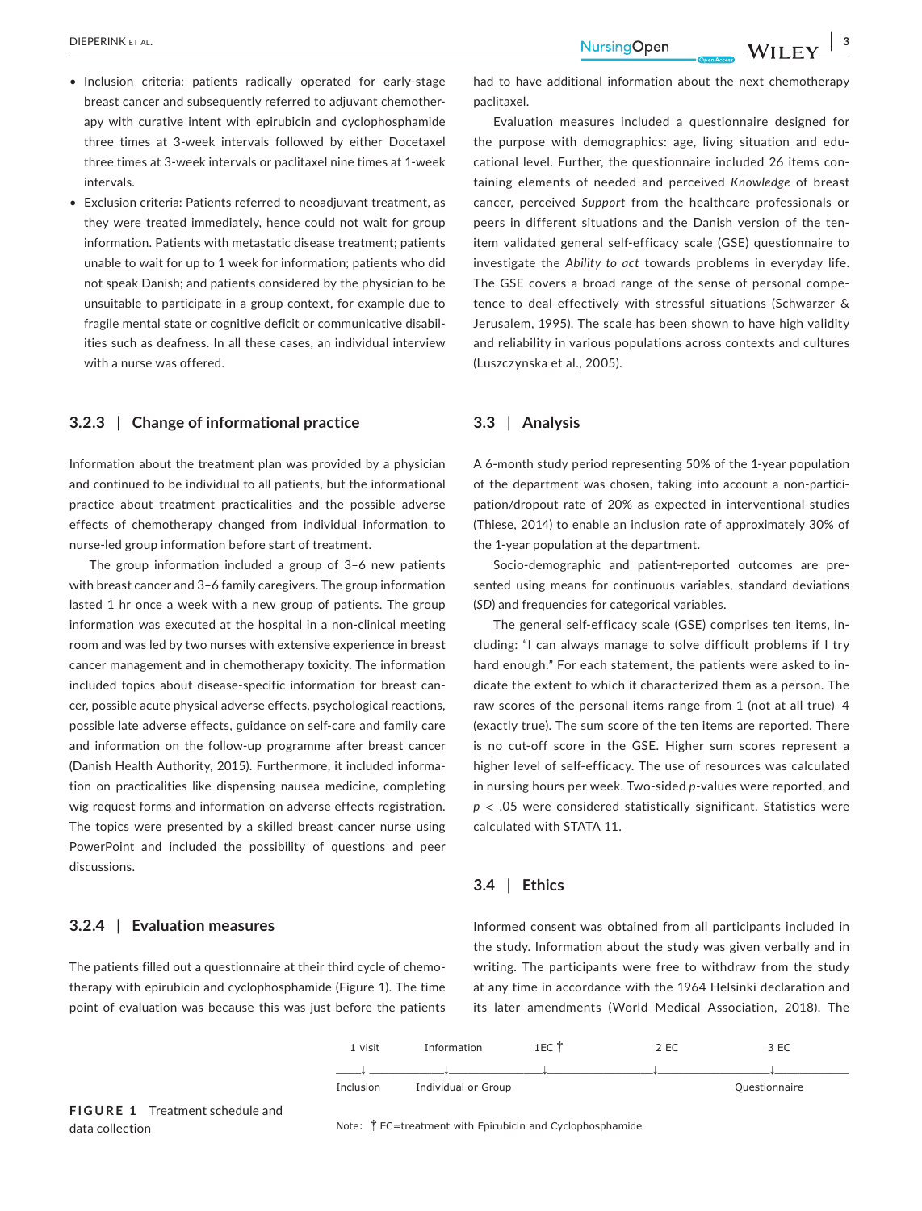- Inclusion criteria: patients radically operated for early-stage breast cancer and subsequently referred to adjuvant chemotherapy with curative intent with epirubicin and cyclophosphamide three times at 3-week intervals followed by either Docetaxel three times at 3-week intervals or paclitaxel nine times at 1-week intervals.
- Exclusion criteria: Patients referred to neoadjuvant treatment, as they were treated immediately, hence could not wait for group information. Patients with metastatic disease treatment; patients unable to wait for up to 1 week for information; patients who did not speak Danish; and patients considered by the physician to be unsuitable to participate in a group context, for example due to fragile mental state or cognitive deficit or communicative disabilities such as deafness. In all these cases, an individual interview with a nurse was offered.

### 3.2.3 | Change of informational practice

Information about the treatment plan was provided by a physician and continued to be individual to all patients, but the informational practice about treatment practicalities and the possible adverse effects of chemotherapy changed from individual information to nurse-led group information before start of treatment.

The group information included a group of 3–6 new patients with breast cancer and 3–6 family caregivers. The group information lasted 1 hr once a week with a new group of patients. The group information was executed at the hospital in a non-clinical meeting room and was led by two nurses with extensive experience in breast cancer management and in chemotherapy toxicity. The information included topics about disease-specific information for breast cancer, possible acute physical adverse effects, psychological reactions, possible late adverse effects, guidance on self-care and family care and information on the follow-up programme after breast cancer (Danish Health Authority, 2015). Furthermore, it included information on practicalities like dispensing nausea medicine, completing wig request forms and information on adverse effects registration. The topics were presented by a skilled breast cancer nurse using PowerPoint and included the possibility of questions and peer discussions.

### 3.2.4 | Evaluation measures

The patients filled out a questionnaire at their third cycle of chemotherapy with epirubicin and cyclophosphamide (Figure 1). The time point of evaluation was because this was just before the patients had to have additional information about the next chemotherapy paclitaxel.

Evaluation measures included a questionnaire designed for the purpose with demographics: age, living situation and educational level. Further, the questionnaire included 26 items containing elements of needed and perceived *Knowledge* of breast cancer, perceived *Support* from the healthcare professionals or peers in different situations and the Danish version of the ten-item validated general self-efficacy scale (GSE) questionnaire to investigate the *Ability to act* towards problems in everyday life. The GSE covers a broad range of the sense of personal competence to deal effectively with stressful situations (Schwarzer & Jerusalem, 1995). The scale has been shown to have high validity and reliability in various populations across contexts and cultures (Luszczynska et al., 2005).

## 3.3 | Analysis

A 6-month study period representing 50% of the 1-year population of the department was chosen, taking into account a non-participation/dropout rate of 20% as expected in interventional studies (Thiese, 2014) to enable an inclusion rate of approximately 30% of the 1-year population at the department.

Socio-demographic and patient-reported outcomes are presented using means for continuous variables, standard deviations (*SD*) and frequencies for categorical variables.

The general self-efficacy scale (GSE) comprises ten items, including: "I can always manage to solve difficult problems if I try hard enough." For each statement, the patients were asked to indicate the extent to which it characterized them as a person. The raw scores of the personal items range from 1 (not at all true)–4 (exactly true). The sum score of the ten items are reported. There is no cut-off score in the GSE. Higher sum scores represent a higher level of self-efficacy. The use of resources was calculated in nursing hours per week. Two-sided *p*-values were reported, and $p < .05$ were considered statistically significant. Statistics were calculated with STATA 11.

## 3.4 | Ethics

Informed consent was obtained from all participants included in the study. Information about the study was given verbally and in writing. The participants were free to withdraw from the study at any time in accordance with the 1964 Helsinki declaration and its later amendments (World Medical Association, 2018). The

| 1 visit | Information | 1EC † | 2 EC | 3 EC |
|---|---|---|---|---|
| Inclusion | Individual or Group | | | Questionnaire |

Note: † EC=treatment with Epirubicin and Cyclophosphamide

**FIGURE 1** Treatment schedule and data collection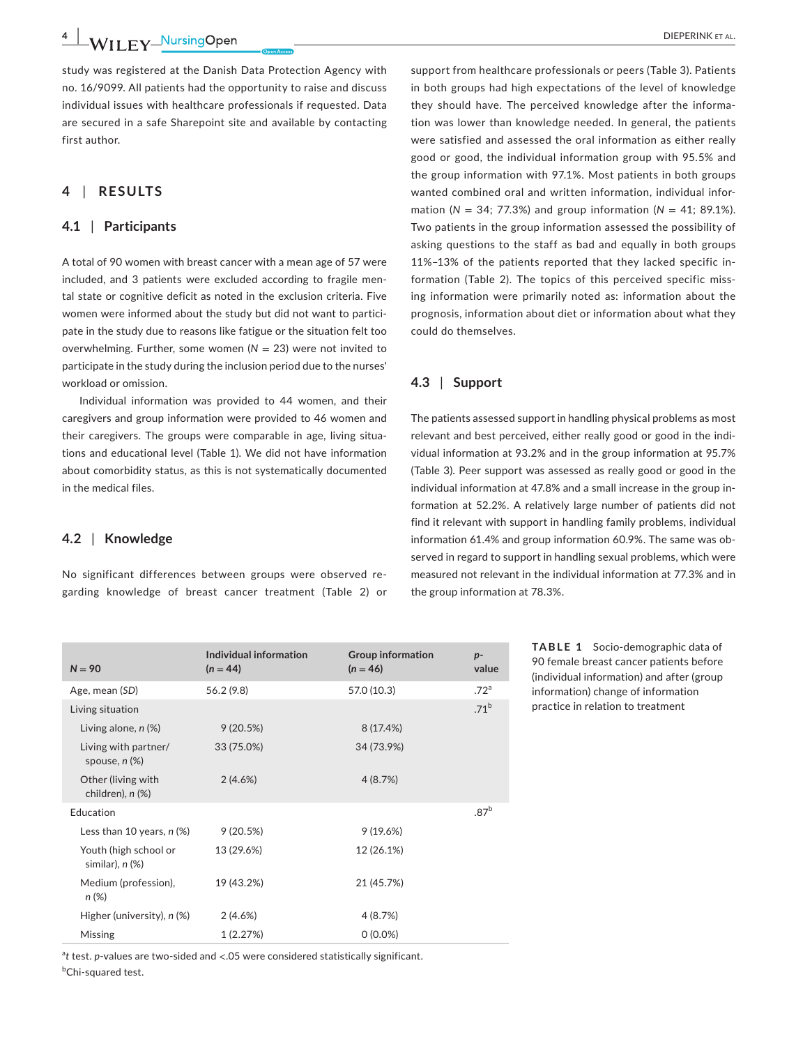study was registered at the Danish Data Protection Agency with no. 16/9099. All patients had the opportunity to raise and discuss individual issues with healthcare professionals if requested. Data are secured in a safe Sharepoint site and available by contacting first author.

## 4 | RESULTS

### 4.1 | Participants

A total of 90 women with breast cancer with a mean age of 57 were included, and 3 patients were excluded according to fragile mental state or cognitive deficit as noted in the exclusion criteria. Five women were informed about the study but did not want to participate in the study due to reasons like fatigue or the situation felt too overwhelming. Further, some women (*N* = 23) were not invited to participate in the study during the inclusion period due to the nurses' workload or omission.

Individual information was provided to 44 women, and their caregivers and group information were provided to 46 women and their caregivers. The groups were comparable in age, living situations and educational level (Table 1). We did not have information about comorbidity status, as this is not systematically documented in the medical files.

### 4.2 | Knowledge

No significant differences between groups were observed regarding knowledge of breast cancer treatment (Table 2) or support from healthcare professionals or peers (Table 3). Patients in both groups had high expectations of the level of knowledge they should have. The perceived knowledge after the information was lower than knowledge needed. In general, the patients were satisfied and assessed the oral information as either really good or good, the individual information group with 95.5% and the group information with 97.1%. Most patients in both groups wanted combined oral and written information, individual information (*N* = 34; 77.3%) and group information (*N* = 41; 89.1%). Two patients in the group information assessed the possibility of asking questions to the staff as bad and equally in both groups 11%–13% of the patients reported that they lacked specific information (Table 2). The topics of this perceived specific missing information were primarily noted as: information about the prognosis, information about diet or information about what they could do themselves.

### 4.3 | Support

The patients assessed support in handling physical problems as most relevant and best perceived, either really good or good in the individual information at 93.2% and in the group information at 95.7% (Table 3). Peer support was assessed as really good or good in the individual information at 47.8% and a small increase in the group information at 52.2%. A relatively large number of patients did not find it relevant with support in handling family problems, individual information 61.4% and group information 60.9%. The same was observed in regard to support in handling sexual problems, which were measured not relevant in the individual information at 77.3% and in the group information at 78.3%.

**TABLE 1** Socio-demographic data of 90 female breast cancer patients before (individual information) and after (group information) change of information practice in relation to treatment

| *N* = 90 | Individual information (*n* = 44) | Group information (*n* = 46) | *p*-value |
|---|---|---|---|
| Age, mean (*SD*) | 56.2 (9.8) | 57.0 (10.3) | .72[a] |
| Living situation | | | .71[b] |
| Living alone, *n* (%) | 9 (20.5%) | 8 (17.4%) | |
| Living with partner/spouse, *n* (%) | 33 (75.0%) | 34 (73.9%) | |
| Other (living with children), *n* (%) | 2 (4.6%) | 4 (8.7%) | |
| Education | | | .87[b] |
| Less than 10 years, *n* (%) | 9 (20.5%) | 9 (19.6%) | |
| Youth (high school or similar), *n* (%) | 13 (29.6%) | 12 (26.1%) | |
| Medium (profession), *n* (%) | 19 (43.2%) | 21 (45.7%) | |
| Higher (university), *n* (%) | 2 (4.6%) | 4 (8.7%) | |
| Missing | 1 (2.27%) | 0 (0.0%) | |

[a]*t* test. *p*-values are two-sided and <.05 were considered statistically significant.
[b]Chi-squared test.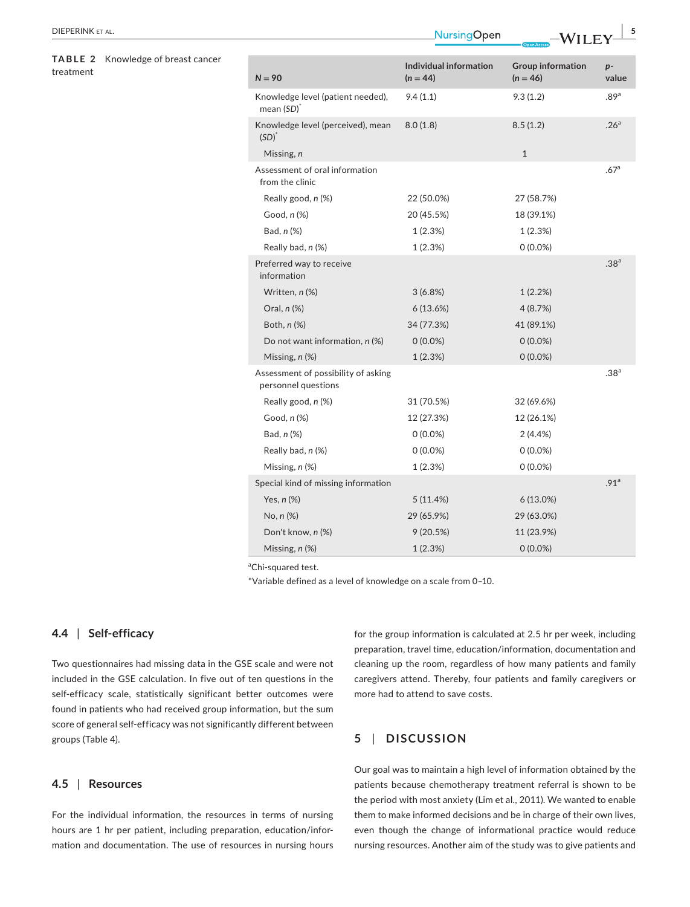**TABLE 2** Knowledge of breast cancer treatment

| N = 90 | Individual information (n = 44) | Group information (n = 46) | p-value |
|---|---|---|---|
| Knowledge level (patient needed), mean (SD)* | 9.4 (1.1) | 9.3 (1.2) | .89[a] |
| Knowledge level (perceived), mean (SD)* | 8.0 (1.8) | 8.5 (1.2) | .26[a] |
| Missing, n | | 1 | |
| Assessment of oral information from the clinic | | | .67[a] |
| Really good, n (%) | 22 (50.0%) | 27 (58.7%) | |
| Good, n (%) | 20 (45.5%) | 18 (39.1%) | |
| Bad, n (%) | 1 (2.3%) | 1 (2.3%) | |
| Really bad, n (%) | 1 (2.3%) | 0 (0.0%) | |
| Preferred way to receive information | | | .38[a] |
| Written, n (%) | 3 (6.8%) | 1 (2.2%) | |
| Oral, n (%) | 6 (13.6%) | 4 (8.7%) | |
| Both, n (%) | 34 (77.3%) | 41 (89.1%) | |
| Do not want information, n (%) | 0 (0.0%) | 0 (0.0%) | |
| Missing, n (%) | 1 (2.3%) | 0 (0.0%) | |
| Assessment of possibility of asking personnel questions | | | .38[a] |
| Really good, n (%) | 31 (70.5%) | 32 (69.6%) | |
| Good, n (%) | 12 (27.3%) | 12 (26.1%) | |
| Bad, n (%) | 0 (0.0%) | 2 (4.4%) | |
| Really bad, n (%) | 0 (0.0%) | 0 (0.0%) | |
| Missing, n (%) | 1 (2.3%) | 0 (0.0%) | |
| Special kind of missing information | | | .91[a] |
| Yes, n (%) | 5 (11.4%) | 6 (13.0%) | |
| No, n (%) | 29 (65.9%) | 29 (63.0%) | |
| Don't know, n (%) | 9 (20.5%) | 11 (23.9%) | |
| Missing, n (%) | 1 (2.3%) | 0 (0.0%) | |

[a]Chi-squared test.

*Variable defined as a level of knowledge on a scale from 0–10.

### 4.4 | Self-efficacy

Two questionnaires had missing data in the GSE scale and were not included in the GSE calculation. In five out of ten questions in the self-efficacy scale, statistically significant better outcomes were found in patients who had received group information, but the sum score of general self-efficacy was not significantly different between groups (Table 4).

### 4.5 | Resources

For the individual information, the resources in terms of nursing hours are 1 hr per patient, including preparation, education/information and documentation. The use of resources in nursing hours for the group information is calculated at 2.5 hr per week, including preparation, travel time, education/information, documentation and cleaning up the room, regardless of how many patients and family caregivers attend. Thereby, four patients and family caregivers or more had to attend to save costs.

## 5 | DISCUSSION

Our goal was to maintain a high level of information obtained by the patients because chemotherapy treatment referral is shown to be the period with most anxiety (Lim et al., 2011). We wanted to enable them to make informed decisions and be in charge of their own lives, even though the change of informational practice would reduce nursing resources. Another aim of the study was to give patients and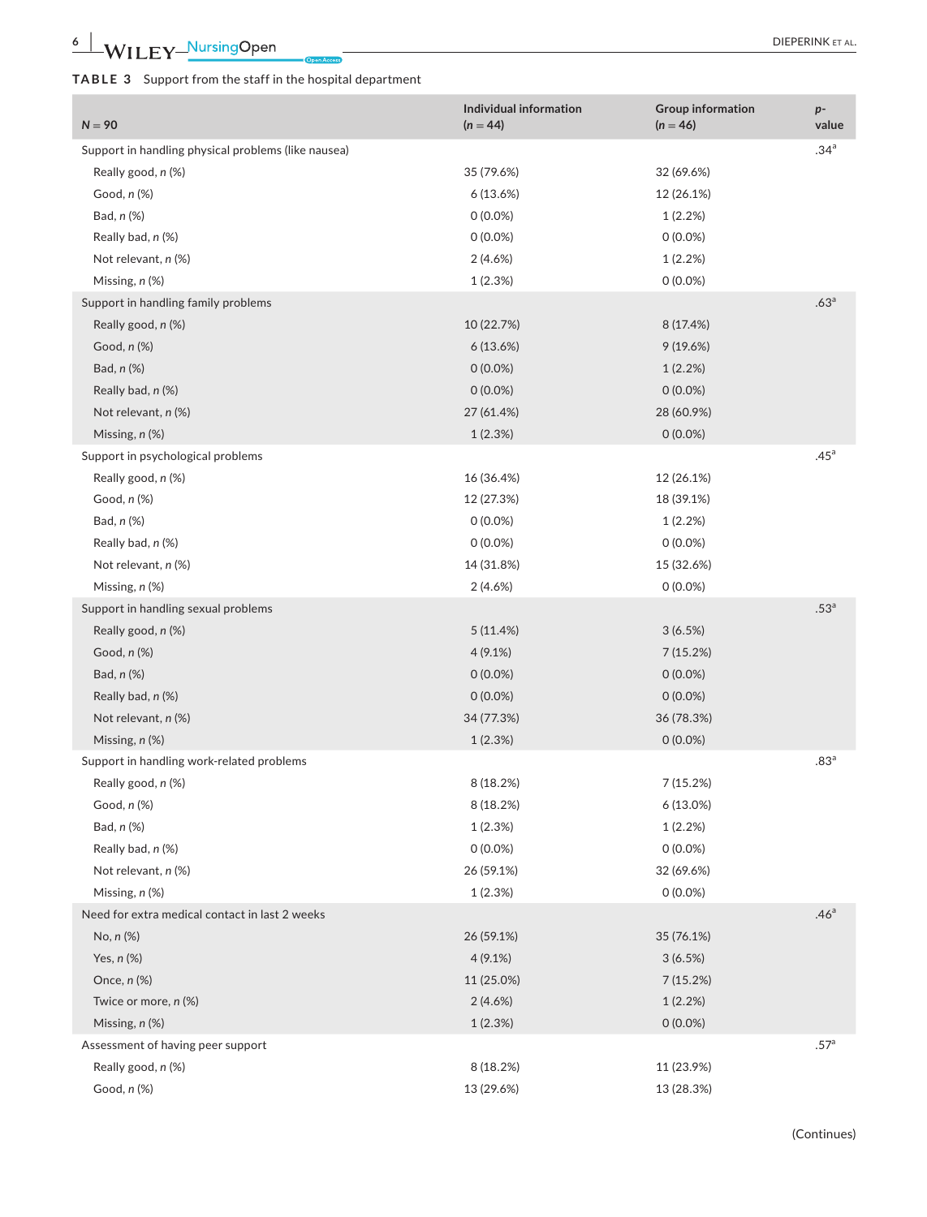**TABLE 3** Support from the staff in the hospital department

| $N = 90$ | Individual information ($n = 44$) | Group information ($n = 46$) | $p$-value |
|---|---|---|---|
| Support in handling physical problems (like nausea) | | | .34[a] |
| Really good, *n* (%) | 35 (79.6%) | 32 (69.6%) | |
| Good, *n* (%) | 6 (13.6%) | 12 (26.1%) | |
| Bad, *n* (%) | 0 (0.0%) | 1 (2.2%) | |
| Really bad, *n* (%) | 0 (0.0%) | 0 (0.0%) | |
| Not relevant, *n* (%) | 2 (4.6%) | 1 (2.2%) | |
| Missing, *n* (%) | 1 (2.3%) | 0 (0.0%) | |
| Support in handling family problems | | | .63[a] |
| Really good, *n* (%) | 10 (22.7%) | 8 (17.4%) | |
| Good, *n* (%) | 6 (13.6%) | 9 (19.6%) | |
| Bad, *n* (%) | 0 (0.0%) | 1 (2.2%) | |
| Really bad, *n* (%) | 0 (0.0%) | 0 (0.0%) | |
| Not relevant, *n* (%) | 27 (61.4%) | 28 (60.9%) | |
| Missing, *n* (%) | 1 (2.3%) | 0 (0.0%) | |
| Support in psychological problems | | | .45[a] |
| Really good, *n* (%) | 16 (36.4%) | 12 (26.1%) | |
| Good, *n* (%) | 12 (27.3%) | 18 (39.1%) | |
| Bad, *n* (%) | 0 (0.0%) | 1 (2.2%) | |
| Really bad, *n* (%) | 0 (0.0%) | 0 (0.0%) | |
| Not relevant, *n* (%) | 14 (31.8%) | 15 (32.6%) | |
| Missing, *n* (%) | 2 (4.6%) | 0 (0.0%) | |
| Support in handling sexual problems | | | .53[a] |
| Really good, *n* (%) | 5 (11.4%) | 3 (6.5%) | |
| Good, *n* (%) | 4 (9.1%) | 7 (15.2%) | |
| Bad, *n* (%) | 0 (0.0%) | 0 (0.0%) | |
| Really bad, *n* (%) | 0 (0.0%) | 0 (0.0%) | |
| Not relevant, *n* (%) | 34 (77.3%) | 36 (78.3%) | |
| Missing, *n* (%) | 1 (2.3%) | 0 (0.0%) | |
| Support in handling work-related problems | | | .83[a] |
| Really good, *n* (%) | 8 (18.2%) | 7 (15.2%) | |
| Good, *n* (%) | 8 (18.2%) | 6 (13.0%) | |
| Bad, *n* (%) | 1 (2.3%) | 1 (2.2%) | |
| Really bad, *n* (%) | 0 (0.0%) | 0 (0.0%) | |
| Not relevant, *n* (%) | 26 (59.1%) | 32 (69.6%) | |
| Missing, *n* (%) | 1 (2.3%) | 0 (0.0%) | |
| Need for extra medical contact in last 2 weeks | | | .46[a] |
| No, *n* (%) | 26 (59.1%) | 35 (76.1%) | |
| Yes, *n* (%) | 4 (9.1%) | 3 (6.5%) | |
| Once, *n* (%) | 11 (25.0%) | 7 (15.2%) | |
| Twice or more, *n* (%) | 2 (4.6%) | 1 (2.2%) | |
| Missing, *n* (%) | 1 (2.3%) | 0 (0.0%) | |
| Assessment of having peer support | | | .57[a] |
| Really good, *n* (%) | 8 (18.2%) | 11 (23.9%) | |
| Good, *n* (%) | 13 (29.6%) | 13 (28.3%) | |

(Continues)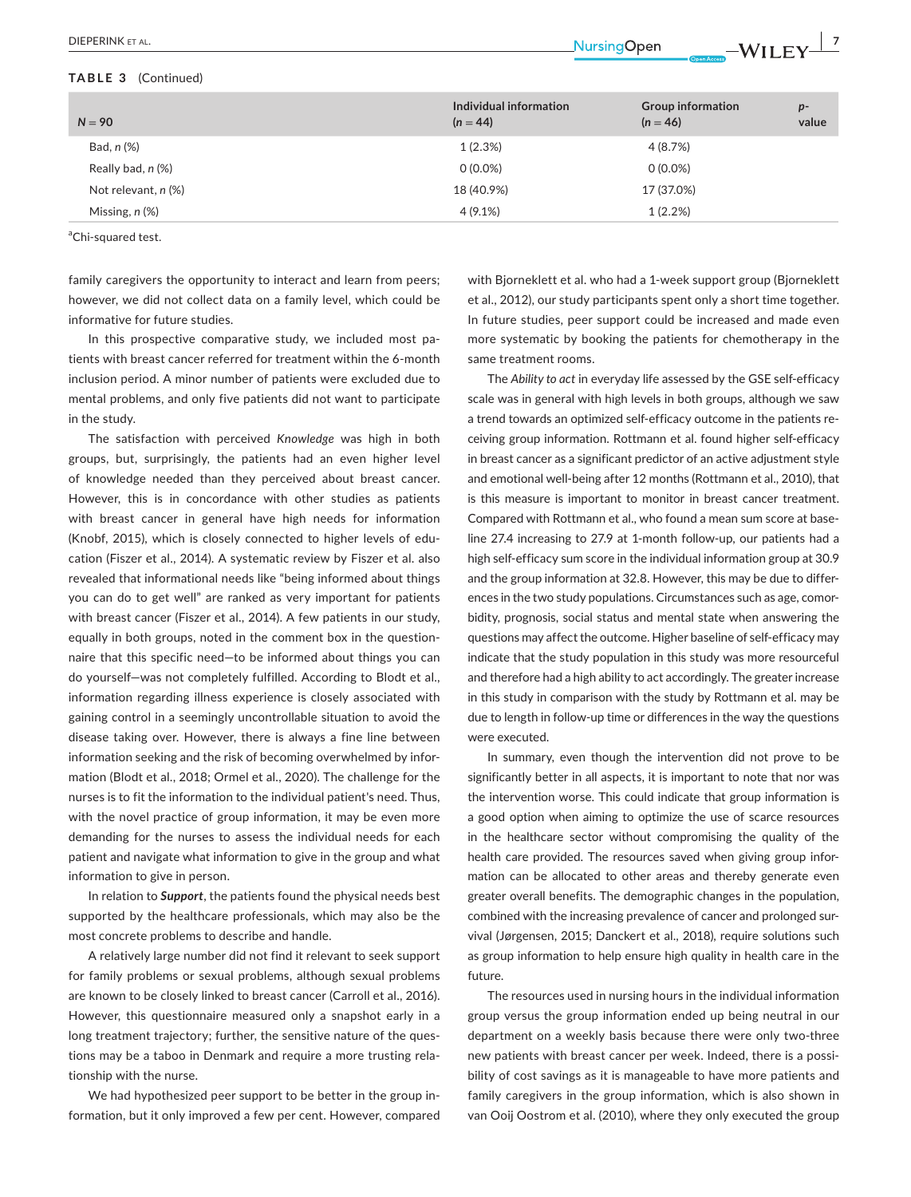**TABLE 3** (Continued)

| N = 90 | Individual information (n = 44) | Group information (n = 46) | p-value |
|---|---|---|---|
| Bad, n (%) | 1 (2.3%) | 4 (8.7%) | |
| Really bad, n (%) | 0 (0.0%) | 0 (0.0%) | |
| Not relevant, n (%) | 18 (40.9%) | 17 (37.0%) | |
| Missing, n (%) | 4 (9.1%) | 1 (2.2%) | |

[a]Chi-squared test.

family caregivers the opportunity to interact and learn from peers; however, we did not collect data on a family level, which could be informative for future studies.

In this prospective comparative study, we included most patients with breast cancer referred for treatment within the 6-month inclusion period. A minor number of patients were excluded due to mental problems, and only five patients did not want to participate in the study.

The satisfaction with perceived *Knowledge* was high in both groups, but, surprisingly, the patients had an even higher level of knowledge needed than they perceived about breast cancer. However, this is in concordance with other studies as patients with breast cancer in general have high needs for information (Knobf, 2015), which is closely connected to higher levels of education (Fiszer et al., 2014). A systematic review by Fiszer et al. also revealed that informational needs like "being informed about things you can do to get well" are ranked as very important for patients with breast cancer (Fiszer et al., 2014). A few patients in our study, equally in both groups, noted in the comment box in the questionnaire that this specific need—to be informed about things you can do yourself—was not completely fulfilled. According to Blodt et al., information regarding illness experience is closely associated with gaining control in a seemingly uncontrollable situation to avoid the disease taking over. However, there is always a fine line between information seeking and the risk of becoming overwhelmed by information (Blodt et al., 2018; Ormel et al., 2020). The challenge for the nurses is to fit the information to the individual patient's need. Thus, with the novel practice of group information, it may be even more demanding for the nurses to assess the individual needs for each patient and navigate what information to give in the group and what information to give in person.

In relation to ***Support***, the patients found the physical needs best supported by the healthcare professionals, which may also be the most concrete problems to describe and handle.

A relatively large number did not find it relevant to seek support for family problems or sexual problems, although sexual problems are known to be closely linked to breast cancer (Carroll et al., 2016). However, this questionnaire measured only a snapshot early in a long treatment trajectory; further, the sensitive nature of the questions may be a taboo in Denmark and require a more trusting relationship with the nurse.

We had hypothesized peer support to be better in the group information, but it only improved a few per cent. However, compared with Bjorneklett et al. who had a 1-week support group (Bjorneklett et al., 2012), our study participants spent only a short time together. In future studies, peer support could be increased and made even more systematic by booking the patients for chemotherapy in the same treatment rooms.

The *Ability to act* in everyday life assessed by the GSE self-efficacy scale was in general with high levels in both groups, although we saw a trend towards an optimized self-efficacy outcome in the patients receiving group information. Rottmann et al. found higher self-efficacy in breast cancer as a significant predictor of an active adjustment style and emotional well-being after 12 months (Rottmann et al., 2010), that is this measure is important to monitor in breast cancer treatment. Compared with Rottmann et al., who found a mean sum score at baseline 27.4 increasing to 27.9 at 1-month follow-up, our patients had a high self-efficacy sum score in the individual information group at 30.9 and the group information at 32.8. However, this may be due to differences in the two study populations. Circumstances such as age, comorbidity, prognosis, social status and mental state when answering the questions may affect the outcome. Higher baseline of self-efficacy may indicate that the study population in this study was more resourceful and therefore had a high ability to act accordingly. The greater increase in this study in comparison with the study by Rottmann et al. may be due to length in follow-up time or differences in the way the questions were executed.

In summary, even though the intervention did not prove to be significantly better in all aspects, it is important to note that nor was the intervention worse. This could indicate that group information is a good option when aiming to optimize the use of scarce resources in the healthcare sector without compromising the quality of the health care provided. The resources saved when giving group information can be allocated to other areas and thereby generate even greater overall benefits. The demographic changes in the population, combined with the increasing prevalence of cancer and prolonged survival (Jørgensen, 2015; Danckert et al., 2018), require solutions such as group information to help ensure high quality in health care in the future.

The resources used in nursing hours in the individual information group versus the group information ended up being neutral in our department on a weekly basis because there were only two-three new patients with breast cancer per week. Indeed, there is a possibility of cost savings as it is manageable to have more patients and family caregivers in the group information, which is also shown in van Ooij Oostrom et al. (2010), where they only executed the group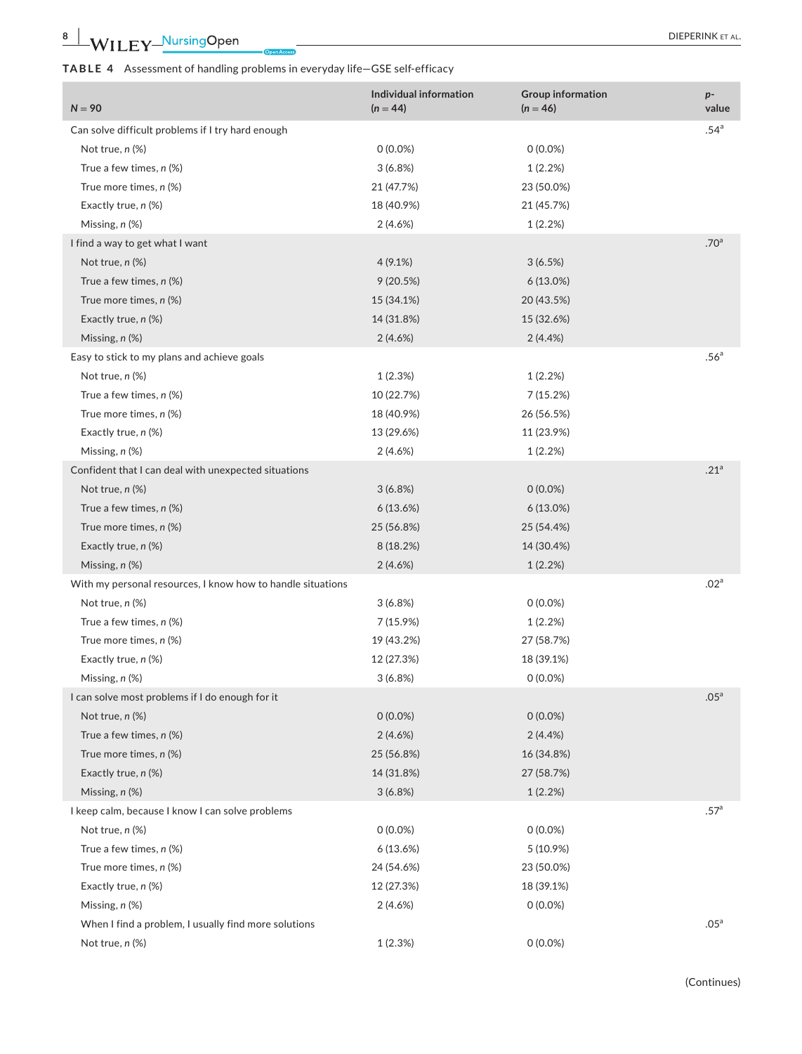**TABLE 4** Assessment of handling problems in everyday life—GSE self-efficacy

| N = 90 | Individual information (*n* = 44) | Group information (*n* = 46) | *p*-value |
|---|---|---|---|
| Can solve difficult problems if I try hard enough | | | .54[a] |
| Not true, *n* (%) | 0 (0.0%) | 0 (0.0%) | |
| True a few times, *n* (%) | 3 (6.8%) | 1 (2.2%) | |
| True more times, *n* (%) | 21 (47.7%) | 23 (50.0%) | |
| Exactly true, *n* (%) | 18 (40.9%) | 21 (45.7%) | |
| Missing, *n* (%) | 2 (4.6%) | 1 (2.2%) | |
| I find a way to get what I want | | | .70[a] |
| Not true, *n* (%) | 4 (9.1%) | 3 (6.5%) | |
| True a few times, *n* (%) | 9 (20.5%) | 6 (13.0%) | |
| True more times, *n* (%) | 15 (34.1%) | 20 (43.5%) | |
| Exactly true, *n* (%) | 14 (31.8%) | 15 (32.6%) | |
| Missing, *n* (%) | 2 (4.6%) | 2 (4.4%) | |
| Easy to stick to my plans and achieve goals | | | .56[a] |
| Not true, *n* (%) | 1 (2.3%) | 1 (2.2%) | |
| True a few times, *n* (%) | 10 (22.7%) | 7 (15.2%) | |
| True more times, *n* (%) | 18 (40.9%) | 26 (56.5%) | |
| Exactly true, *n* (%) | 13 (29.6%) | 11 (23.9%) | |
| Missing, *n* (%) | 2 (4.6%) | 1 (2.2%) | |
| Confident that I can deal with unexpected situations | | | .21[a] |
| Not true, *n* (%) | 3 (6.8%) | 0 (0.0%) | |
| True a few times, *n* (%) | 6 (13.6%) | 6 (13.0%) | |
| True more times, *n* (%) | 25 (56.8%) | 25 (54.4%) | |
| Exactly true, *n* (%) | 8 (18.2%) | 14 (30.4%) | |
| Missing, *n* (%) | 2 (4.6%) | 1 (2.2%) | |
| With my personal resources, I know how to handle situations | | | .02[a] |
| Not true, *n* (%) | 3 (6.8%) | 0 (0.0%) | |
| True a few times, *n* (%) | 7 (15.9%) | 1 (2.2%) | |
| True more times, *n* (%) | 19 (43.2%) | 27 (58.7%) | |
| Exactly true, *n* (%) | 12 (27.3%) | 18 (39.1%) | |
| Missing, *n* (%) | 3 (6.8%) | 0 (0.0%) | |
| I can solve most problems if I do enough for it | | | .05[a] |
| Not true, *n* (%) | 0 (0.0%) | 0 (0.0%) | |
| True a few times, *n* (%) | 2 (4.6%) | 2 (4.4%) | |
| True more times, *n* (%) | 25 (56.8%) | 16 (34.8%) | |
| Exactly true, *n* (%) | 14 (31.8%) | 27 (58.7%) | |
| Missing, *n* (%) | 3 (6.8%) | 1 (2.2%) | |
| I keep calm, because I know I can solve problems | | | .57[a] |
| Not true, *n* (%) | 0 (0.0%) | 0 (0.0%) | |
| True a few times, *n* (%) | 6 (13.6%) | 5 (10.9%) | |
| True more times, *n* (%) | 24 (54.6%) | 23 (50.0%) | |
| Exactly true, *n* (%) | 12 (27.3%) | 18 (39.1%) | |
| Missing, *n* (%) | 2 (4.6%) | 0 (0.0%) | |
| When I find a problem, I usually find more solutions | | | .05[a] |
| Not true, *n* (%) | 1 (2.3%) | 0 (0.0%) | |

(Continues)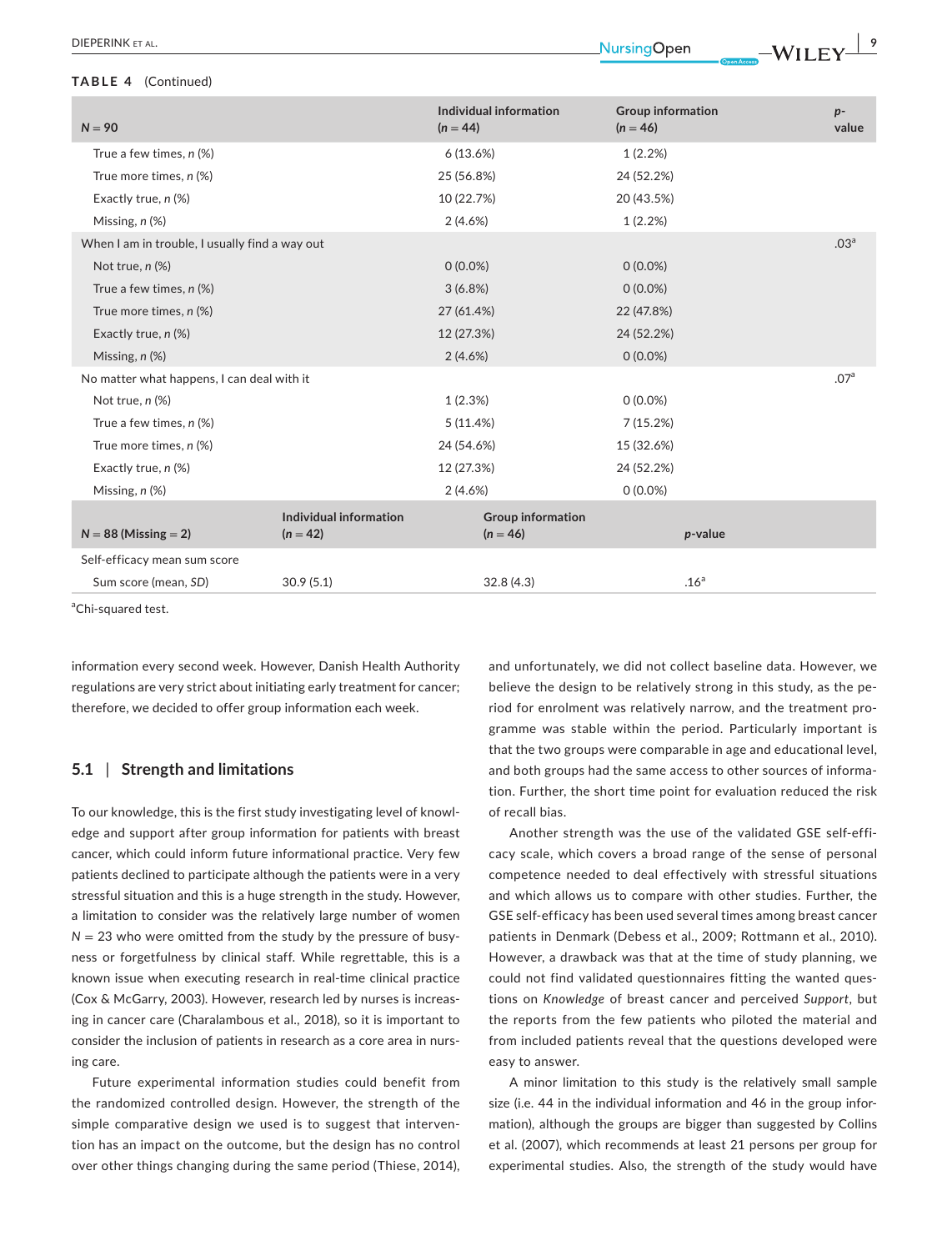**TABLE 4** (Continued)

| N = 90 | Individual information (n = 44) | Group information (n = 46) | p-value |
|---|---|---|---|
| True a few times, n (%) | 6 (13.6%) | 1 (2.2%) | |
| True more times, n (%) | 25 (56.8%) | 24 (52.2%) | |
| Exactly true, n (%) | 10 (22.7%) | 20 (43.5%) | |
| Missing, n (%) | 2 (4.6%) | 1 (2.2%) | |
| When I am in trouble, I usually find a way out | | | .03[a] |
| Not true, n (%) | 0 (0.0%) | 0 (0.0%) | |
| True a few times, n (%) | 3 (6.8%) | 0 (0.0%) | |
| True more times, n (%) | 27 (61.4%) | 22 (47.8%) | |
| Exactly true, n (%) | 12 (27.3%) | 24 (52.2%) | |
| Missing, n (%) | 2 (4.6%) | 0 (0.0%) | |
| No matter what happens, I can deal with it | | | .07[a] |
| Not true, n (%) | 1 (2.3%) | 0 (0.0%) | |
| True a few times, n (%) | 5 (11.4%) | 7 (15.2%) | |
| True more times, n (%) | 24 (54.6%) | 15 (32.6%) | |
| Exactly true, n (%) | 12 (27.3%) | 24 (52.2%) | |
| Missing, n (%) | 2 (4.6%) | 0 (0.0%) | |

| N = 88 (Missing = 2) | Individual information (n = 42) | Group information (n = 46) | p-value |
|---|---|---|---|
| Self-efficacy mean sum score | | | |
| Sum score (mean, SD) | 30.9 (5.1) | 32.8 (4.3) | .16[a] |

[a]Chi-squared test.

information every second week. However, Danish Health Authority regulations are very strict about initiating early treatment for cancer; therefore, we decided to offer group information each week.

### 5.1 | Strength and limitations

To our knowledge, this is the first study investigating level of knowledge and support after group information for patients with breast cancer, which could inform future informational practice. Very few patients declined to participate although the patients were in a very stressful situation and this is a huge strength in the study. However, a limitation to consider was the relatively large number of women N = 23 who were omitted from the study by the pressure of busyness or forgetfulness by clinical staff. While regrettable, this is a known issue when executing research in real-time clinical practice (Cox & McGarry, 2003). However, research led by nurses is increasing in cancer care (Charalambous et al., 2018), so it is important to consider the inclusion of patients in research as a core area in nursing care.

Future experimental information studies could benefit from the randomized controlled design. However, the strength of the simple comparative design we used is to suggest that intervention has an impact on the outcome, but the design has no control over other things changing during the same period (Thiese, 2014), and unfortunately, we did not collect baseline data. However, we believe the design to be relatively strong in this study, as the period for enrolment was relatively narrow, and the treatment programme was stable within the period. Particularly important is that the two groups were comparable in age and educational level, and both groups had the same access to other sources of information. Further, the short time point for evaluation reduced the risk of recall bias.

Another strength was the use of the validated GSE self-efficacy scale, which covers a broad range of the sense of personal competence needed to deal effectively with stressful situations and which allows us to compare with other studies. Further, the GSE self-efficacy has been used several times among breast cancer patients in Denmark (Debess et al., 2009; Rottmann et al., 2010). However, a drawback was that at the time of study planning, we could not find validated questionnaires fitting the wanted questions on *Knowledge* of breast cancer and perceived *Support*, but the reports from the few patients who piloted the material and from included patients reveal that the questions developed were easy to answer.

A minor limitation to this study is the relatively small sample size (i.e. 44 in the individual information and 46 in the group information), although the groups are bigger than suggested by Collins et al. (2007), which recommends at least 21 persons per group for experimental studies. Also, the strength of the study would have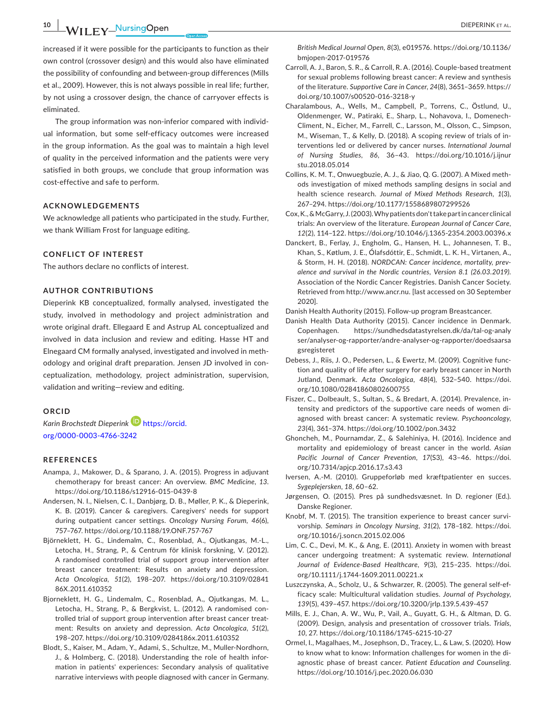increased if it were possible for the participants to function as their own control (crossover design) and this would also have eliminated the possibility of confounding and between-group differences (Mills et al., 2009). However, this is not always possible in real life; further, by not using a crossover design, the chance of carryover effects is eliminated.

The group information was non-inferior compared with individual information, but some self-efficacy outcomes were increased in the group information. As the goal was to maintain a high level of quality in the perceived information and the patients were very satisfied in both groups, we conclude that group information was cost-effective and safe to perform.

## ACKNOWLEDGEMENTS

We acknowledge all patients who participated in the study. Further, we thank William Frost for language editing.

## CONFLICT OF INTEREST

The authors declare no conflicts of interest.

## AUTHOR CONTRIBUTIONS

Dieperink KB conceptualized, formally analysed, investigated the study, involved in methodology and project administration and wrote original draft. Ellegaard E and Astrup AL conceptualized and involved in data inclusion and review and editing. Hasse HT and Elnegaard CM formally analysed, investigated and involved in methodology and original draft preparation. Jensen JD involved in conceptualization, methodology, project administration, supervision, validation and writing—review and editing.

## ORCID

*Karin Brochstedt Dieperink* https://orcid.org/0000-0003-4766-3242

## REFERENCES

Anampa, J., Makower, D., & Sparano, J. A. (2015). Progress in adjuvant chemotherapy for breast cancer: An overview. *BMC Medicine*, *13*. https://doi.org/10.1186/s12916-015-0439-8

Andersen, N. I., Nielsen, C. I., Danbjørg, D. B., Møller, P. K., & Dieperink, K. B. (2019). Cancer & caregivers. Caregivers' needs for support during outpatient cancer settings. *Oncology Nursing Forum*, *46*(6), 757–767. https://doi.org/10.1188/19.ONF.757-767

Björneklett, H. G., Lindemalm, C., Rosenblad, A., Ojutkangas, M.-L., Letocha, H., Strang, P., & Centrum för klinisk forskning, V. (2012). A randomised controlled trial of support group intervention after breast cancer treatment: Results on anxiety and depression. *Acta Oncologica*, *51*(2), 198–207. https://doi.org/10.3109/0284186X.2011.610352

Bjorneklett, H. G., Lindemalm, C., Rosenblad, A., Ojutkangas, M. L., Letocha, H., Strang, P., & Bergkvist, L. (2012). A randomised controlled trial of support group intervention after breast cancer treatment: Results on anxiety and depression. *Acta Oncologica*, *51*(2), 198–207. https://doi.org/10.3109/0284186x.2011.610352

Blodt, S., Kaiser, M., Adam, Y., Adami, S., Schultze, M., Muller-Nordhorn, J., & Holmberg, C. (2018). Understanding the role of health information in patients' experiences: Secondary analysis of qualitative narrative interviews with people diagnosed with cancer in Germany. *British Medical Journal Open*, *8*(3), e019576. https://doi.org/10.1136/bmjopen-2017-019576

Carroll, A. J., Baron, S. R., & Carroll, R. A. (2016). Couple-based treatment for sexual problems following breast cancer: A review and synthesis of the literature. *Supportive Care in Cancer*, *24*(8), 3651–3659. https://doi.org/10.1007/s00520-016-3218-y

Charalambous, A., Wells, M., Campbell, P., Torrens, C., Östlund, U., Oldenmenger, W., Patiraki, E., Sharp, L., Nohavova, I., Domenech-Climent, N., Eicher, M., Farrell, C., Larsson, M., Olsson, C., Simpson, M., Wiseman, T., & Kelly, D. (2018). A scoping review of trials of interventions led or delivered by cancer nurses. *International Journal of Nursing Studies*, *86*, 36–43. https://doi.org/10.1016/j.ijnurstu.2018.05.014

Collins, K. M. T., Onwuegbuzie, A. J., & Jiao, Q. G. (2007). A Mixed methods investigation of mixed methods sampling designs in social and health science research. *Journal of Mixed Methods Research*, *1*(3), 267–294. https://doi.org/10.1177/1558689807299526

Cox, K., & McGarry, J. (2003). Why patients don't take part in cancer clinical trials: An overview of the literature. *European Journal of Cancer Care*, *12*(2), 114–122. https://doi.org/10.1046/j.1365-2354.2003.00396.x

Danckert, B., Ferlay, J., Engholm, G., Hansen, H. L., Johannesen, T. B., Khan, S., Køtlum, J. E., Ólafsdóttir, E., Schmidt, L. K. H., Virtanen, A., & Storm, H. H. (2018). *NORDCAN: Cancer incidence, mortality, prevalence and survival in the Nordic countries, Version 8.1 (26.03.2019)*. Association of the Nordic Cancer Registries. Danish Cancer Society. Retrieved from http://www.ancr.nu. [last accessed on 30 September 2020].

Danish Health Authority (2015). Follow-up program Breastcancer.

Danish Health Data Authority (2015). Cancer incidence in Denmark. Copenhagen. https://sundhedsdatastyrelsen.dk/da/tal-og-analyser/analyser-og-rapporter/andre-analyser-og-rapporter/doedsaarsagsregisteret

Debess, J., Riis, J. O., Pedersen, L., & Ewertz, M. (2009). Cognitive function and quality of life after surgery for early breast cancer in North Jutland, Denmark. *Acta Oncologica*, *48*(4), 532–540. https://doi.org/10.1080/02841860802600755

Fiszer, C., Dolbeault, S., Sultan, S., & Bredart, A. (2014). Prevalence, intensity and predictors of the supportive care needs of women diagnosed with breast cancer: A systematic review. *Psychooncology*, *23*(4), 361–374. https://doi.org/10.1002/pon.3432

Ghoncheh, M., Pournamdar, Z., & Salehiniya, H. (2016). Incidence and mortality and epidemiology of breast cancer in the world. *Asian Pacific Journal of Cancer Prevention*, *17*(S3), 43–46. https://doi.org/10.7314/apjcp.2016.17.s3.43

Iversen, A.-M. (2010). Gruppeforløb med kræftpatienter en succes. *Sygeplejersken*, *18*, 60–62.

Jørgensen, O. (2015). Pres på sundhedsvæsnet. In D. regioner (Ed.). Danske Regioner.

Knobf, M. T. (2015). The transition experience to breast cancer survivorship. *Seminars in Oncology Nursing*, *31*(2), 178–182. https://doi.org/10.1016/j.soncn.2015.02.006

Lim, C. C., Devi, M. K., & Ang, E. (2011). Anxiety in women with breast cancer undergoing treatment: A systematic review. *International Journal of Evidence-Based Healthcare*, *9*(3), 215–235. https://doi.org/10.1111/j.1744-1609.2011.00221.x

Luszczynska, A., Scholz, U., & Schwarzer, R. (2005). The general self-efficacy scale: Multicultural validation studies. *Journal of Psychology*, *139*(5), 439–457. https://doi.org/10.3200/jrlp.139.5.439-457

Mills, E. J., Chan, A. W., Wu, P., Vail, A., Guyatt, G. H., & Altman, D. G. (2009). Design, analysis and presentation of crossover trials. *Trials*, *10*, 27. https://doi.org/10.1186/1745-6215-10-27

Ormel, I., Magalhaes, M., Josephson, D., Tracey, L., & Law, S. (2020). How to know what to know: Information challenges for women in the diagnostic phase of breast cancer. *Patient Education and Counseling*. https://doi.org/10.1016/j.pec.2020.06.030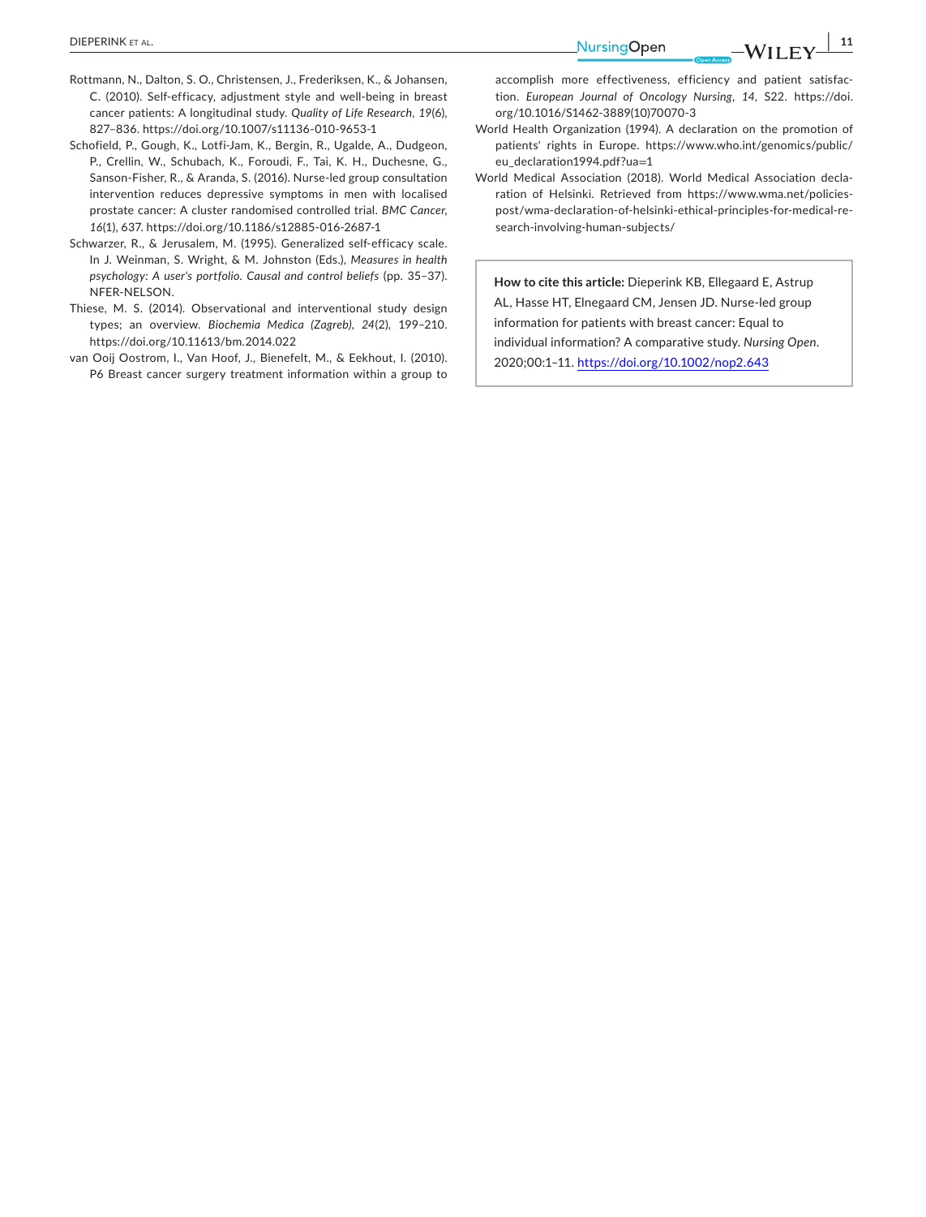Rottmann, N., Dalton, S. O., Christensen, J., Frederiksen, K., & Johansen, C. (2010). Self-efficacy, adjustment style and well-being in breast cancer patients: A longitudinal study. *Quality of Life Research*, *19*(6), 827–836. https://doi.org/10.1007/s11136-010-9653-1

Schofield, P., Gough, K., Lotfi-Jam, K., Bergin, R., Ugalde, A., Dudgeon, P., Crellin, W., Schubach, K., Foroudi, F., Tai, K. H., Duchesne, G., Sanson-Fisher, R., & Aranda, S. (2016). Nurse-led group consultation intervention reduces depressive symptoms in men with localised prostate cancer: A cluster randomised controlled trial. *BMC Cancer*, *16*(1), 637. https://doi.org/10.1186/s12885-016-2687-1

Schwarzer, R., & Jerusalem, M. (1995). Generalized self-efficacy scale. In J. Weinman, S. Wright, & M. Johnston (Eds.), *Measures in health psychology: A user's portfolio. Causal and control beliefs* (pp. 35–37). NFER-NELSON.

Thiese, M. S. (2014). Observational and interventional study design types; an overview. *Biochemia Medica (Zagreb)*, *24*(2), 199–210. https://doi.org/10.11613/bm.2014.022

van Ooij Oostrom, I., Van Hoof, J., Bienefelt, M., & Eekhout, I. (2010). P6 Breast cancer surgery treatment information within a group to accomplish more effectiveness, efficiency and patient satisfaction. *European Journal of Oncology Nursing*, *14*, S22. https://doi.org/10.1016/S1462-3889(10)70070-3

World Health Organization (1994). A declaration on the promotion of patients' rights in Europe. https://www.who.int/genomics/public/eu_declaration1994.pdf?ua=1

World Medical Association (2018). World Medical Association declaration of Helsinki. Retrieved from https://www.wma.net/policies-post/wma-declaration-of-helsinki-ethical-principles-for-medical-research-involving-human-subjects/

**How to cite this article:** Dieperink KB, Ellegaard E, Astrup AL, Hasse HT, Elnegaard CM, Jensen JD. Nurse-led group information for patients with breast cancer: Equal to individual information? A comparative study. *Nursing Open*. 2020;00:1–11. https://doi.org/10.1002/nop2.643